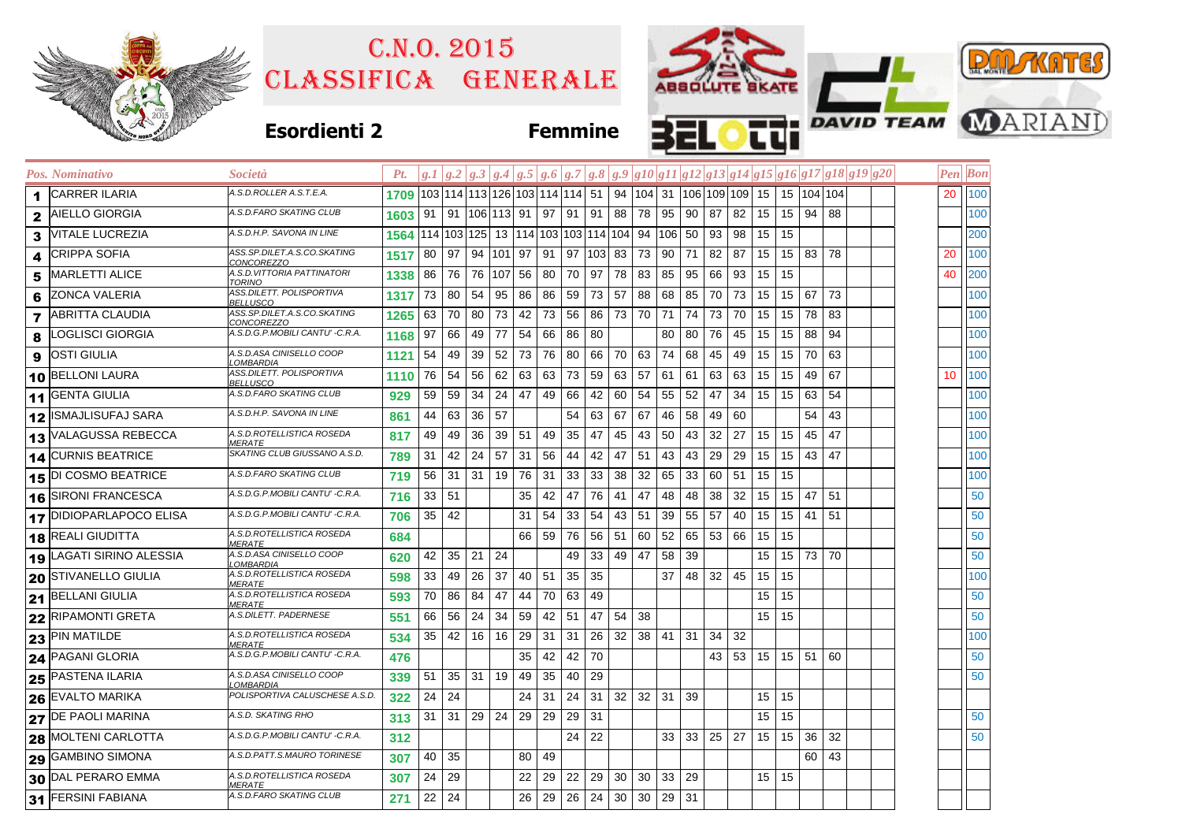# C.N.O. 2015
# CLASSIFICA GENERALE

**Esordienti 2** **Femmine**

| Pos. | Nominativo | Società | Pt. | g.1 | g.2 | g.3 | g.4 | g.5 | g.6 | g.7 | g.8 | g.9 | g10 | g11 | g12 | g13 | g14 | g15 | g16 | g17 | g18 | g19 | g20 | Pen | Bon |
|---|---|---|---|---|---|---|---|---|---|---|---|---|---|---|---|---|---|---|---|---|---|---|---|---|---|
| 1 | CARRER ILARIA | A.S.D.ROLLER A.S.T.E.A. | 1709 | 103 | 114 | 113 | 126 | 103 | 114 | 114 | 51 | 94 | 104 | 31 | 106 | 109 | 109 | 15 | 15 | 104 | 104 | | | 20 | 100 |
| 2 | AIELLO GIORGIA | A.S.D.FARO SKATING CLUB | 1603 | 91 | 91 | 106 | 113 | 91 | 97 | 91 | 91 | 88 | 78 | 95 | 90 | 87 | 82 | 15 | 15 | 94 | 88 | | | | 100 |
| 3 | VITALE LUCREZIA | A.S.D.H.P. SAVONA IN LINE | 1564 | 114 | 103 | 125 | 13 | 114 | 103 | 103 | 114 | 104 | 94 | 106 | 50 | 93 | 98 | 15 | 15 | | | | | | 200 |
| 4 | CRIPPA SOFIA | ASS.SP.DILET.A.S.CO.SKATING CONCOREZZO | 1517 | 80 | 97 | 94 | 101 | 97 | 91 | 97 | 103 | 83 | 73 | 90 | 71 | 82 | 87 | 15 | 15 | 83 | 78 | | | 20 | 100 |
| 5 | MARLETTI ALICE | A.S.D.VITTORIA PATTINATORI TORINO | 1338 | 86 | 76 | 76 | 107 | 56 | 80 | 70 | 97 | 78 | 83 | 85 | 95 | 66 | 93 | 15 | 15 | | | | | 40 | 200 |
| 6 | ZONCA VALERIA | ASS.DILETT. POLISPORTIVA BELLUSCO | 1317 | 73 | 80 | 54 | 95 | 86 | 86 | 59 | 73 | 57 | 88 | 68 | 85 | 70 | 73 | 15 | 15 | 67 | 73 | | | | 100 |
| 7 | ABRITTA CLAUDIA | ASS.SP.DILET.A.S.CO.SKATING CONCOREZZO | 1265 | 63 | 70 | 80 | 73 | 42 | 73 | 56 | 86 | 73 | 70 | 71 | 74 | 73 | 70 | 15 | 15 | 78 | 83 | | | | 100 |
| 8 | LOGLISCI GIORGIA | A.S.D.G.P.MOBILI CANTU' -C.R.A. | 1168 | 97 | 66 | 49 | 77 | 54 | 66 | 86 | 80 | | | 80 | 80 | 76 | 45 | 15 | 15 | 88 | 94 | | | | 100 |
| 9 | OSTI GIULIA | A.S.D.ASA CINISELLO COOP LOMBARDIA | 1121 | 54 | 49 | 39 | 52 | 73 | 76 | 80 | 66 | 70 | 63 | 74 | 68 | 45 | 49 | 15 | 15 | 70 | 63 | | | | 100 |
| 10 | BELLONI LAURA | ASS.DILETT. POLISPORTIVA BELLUSCO | 1110 | 76 | 54 | 56 | 62 | 63 | 63 | 73 | 59 | 63 | 57 | 61 | 61 | 63 | 63 | 15 | 15 | 49 | 67 | | | 10 | 100 |
| 11 | GENTA GIULIA | A.S.D.FARO SKATING CLUB | 929 | 59 | 59 | 34 | 24 | 47 | 49 | 66 | 42 | 60 | 54 | 55 | 52 | 47 | 34 | 15 | 15 | 63 | 54 | | | | 100 |
| 12 | ISMAJLISUFAJ SARA | A.S.D.H.P. SAVONA IN LINE | 861 | 44 | 63 | 36 | 57 | | | 54 | 63 | 67 | 67 | 46 | 58 | 49 | 60 | | | 54 | 43 | | | | 100 |
| 13 | VALAGUSSA REBECCA | A.S.D.ROTELLISTICA ROSEDA MERATE | 817 | 49 | 49 | 36 | 39 | 51 | 49 | 35 | 47 | 45 | 43 | 50 | 43 | 32 | 27 | 15 | 15 | 45 | 47 | | | | 100 |
| 14 | CURNIS BEATRICE | SKATING CLUB GIUSSANO A.S.D. | 789 | 31 | 42 | 24 | 57 | 31 | 56 | 44 | 42 | 47 | 51 | 43 | 43 | 29 | 29 | 15 | 15 | 43 | 47 | | | | 100 |
| 15 | DI COSMO BEATRICE | A.S.D.FARO SKATING CLUB | 719 | 56 | 31 | 31 | 19 | 76 | 31 | 33 | 33 | 38 | 32 | 65 | 33 | 60 | 51 | 15 | 15 | | | | | | 100 |
| 16 | SIRONI FRANCESCA | A.S.D.G.P.MOBILI CANTU' -C.R.A. | 716 | 33 | 51 | | | 35 | 42 | 47 | 76 | 41 | 47 | 48 | 48 | 38 | 32 | 15 | 15 | 47 | 51 | | | | 50 |
| 17 | DIDIOPARLAPOCO ELISA | A.S.D.G.P.MOBILI CANTU' -C.R.A. | 706 | 35 | 42 | | | 31 | 54 | 33 | 54 | 43 | 51 | 39 | 55 | 57 | 40 | 15 | 15 | 41 | 51 | | | | 50 |
| 18 | REALI GIUDITTA | A.S.D.ROTELLISTICA ROSEDA MERATE | 684 | | | | | 66 | 59 | 76 | 56 | 51 | 60 | 52 | 65 | 53 | 66 | 15 | 15 | | | | | | 50 |
| 19 | LAGATI SIRINO ALESSIA | A.S.D.ASA CINISELLO COOP LOMBARDIA | 620 | 42 | 35 | 21 | 24 | | | 49 | 33 | 49 | 47 | 58 | 39 | | | 15 | 15 | 73 | 70 | | | | 50 |
| 20 | STIVANELLO GIULIA | A.S.D.ROTELLISTICA ROSEDA MERATE | 598 | 33 | 49 | 26 | 37 | 40 | 51 | 35 | 35 | | | 37 | 48 | 32 | 45 | 15 | 15 | | | | | | 100 |
| 21 | BELLANI GIULIA | A.S.D.ROTELLISTICA ROSEDA MERATE | 593 | 70 | 86 | 84 | 47 | 44 | 70 | 63 | 49 | | | | | | | 15 | 15 | | | | | | 50 |
| 22 | RIPAMONTI GRETA | A.S.DILETT. PADERNESE | 551 | 66 | 56 | 24 | 34 | 59 | 42 | 51 | 47 | 54 | 38 | | | | | 15 | 15 | | | | | | 50 |
| 23 | PIN MATILDE | A.S.D.ROTELLISTICA ROSEDA MERATE | 534 | 35 | 42 | 16 | 16 | 29 | 31 | 31 | 26 | 32 | 38 | 41 | 31 | 34 | 32 | | | | | | | | 100 |
| 24 | PAGANI GLORIA | A.S.D.G.P.MOBILI CANTU' -C.R.A. | 476 | | | | | 35 | 42 | 42 | 70 | | | | | 43 | 53 | 15 | 15 | 51 | 60 | | | | 50 |
| 25 | PASTENA ILARIA | A.S.D.ASA CINISELLO COOP LOMBARDIA | 339 | 51 | 35 | 31 | 19 | 49 | 35 | 40 | 29 | | | | | | | | | | | | | | 50 |
| 26 | EVALTO MARIKA | POLISPORTIVA CALUSCHESE A.S.D. | 322 | 24 | 24 | | | 24 | 31 | 24 | 31 | 32 | 32 | 31 | 39 | | | 15 | 15 | | | | | | |
| 27 | DE PAOLI MARINA | A.S.D. SKATING RHO | 313 | 31 | 31 | 29 | 24 | 29 | 29 | 29 | 31 | | | | | | | 15 | 15 | | | | | | 50 |
| 28 | MOLTENI CARLOTTA | A.S.D.G.P.MOBILI CANTU' -C.R.A. | 312 | | | | | | | 24 | 22 | | | 33 | 33 | 25 | 27 | 15 | 15 | 36 | 32 | | | | 50 |
| 29 | GAMBINO SIMONA | A.S.D.PATT.S.MAURO TORINESE | 307 | 40 | 35 | | | 80 | 49 | | | | | | | | | | | 60 | 43 | | | | |
| 30 | DAL PERARO EMMA | A.S.D.ROTELLISTICA ROSEDA MERATE | 307 | 24 | 29 | | | 22 | 29 | 22 | 29 | 30 | 30 | 33 | 29 | | | 15 | 15 | | | | | | |
| 31 | FERSINI FABIANA | A.S.D.FARO SKATING CLUB | 271 | 22 | 24 | | | 26 | 29 | 26 | 24 | 30 | 30 | 29 | 31 | | | | | | | | | | |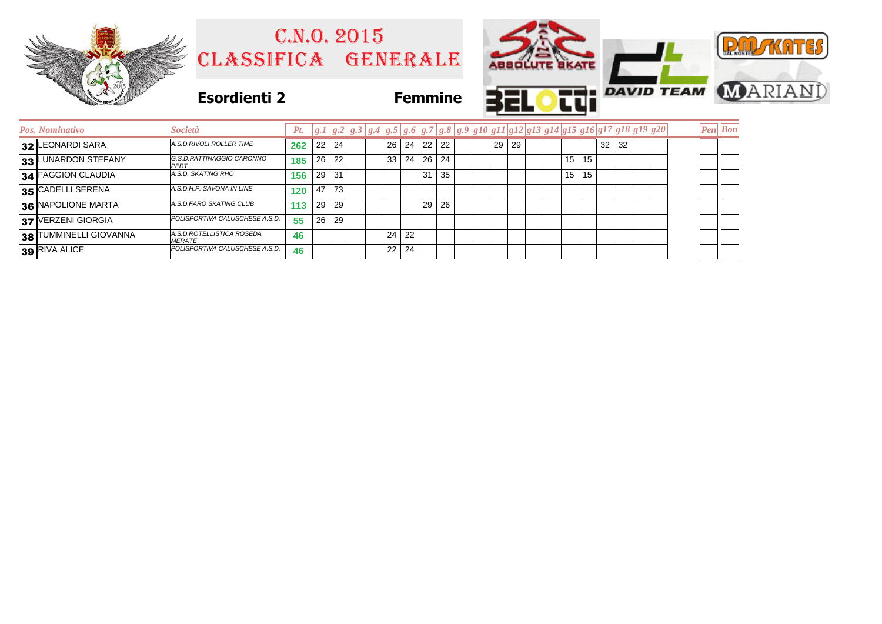# C.N.O. 2015
# CLASSIFICA GENERALE

**Esordienti 2** **Femmine**

| Pos. | Nominativo | Società | Pt. | g.1 | g.2 | g.3 | g.4 | g.5 | g.6 | g.7 | g.8 | g.9 | g10 | g11 | g12 | g13 | g14 | g15 | g16 | g17 | g18 | g19 | g20 | Pen | Bon |
|---|---|---|---|---|---|---|---|---|---|---|---|---|---|---|---|---|---|---|---|---|---|---|---|---|---|
| 32 | LEONARDI SARA | A.S.D.RIVOLI ROLLER TIME | 262 | 22 | 24 | | | 26 | 24 | 22 | 22 | | | 29 | 29 | | | | | 32 | 32 | | | | |
| 33 | LUNARDON STEFANY | G.S.D.PATTINAGGIO CARONNO PERT. | 185 | 26 | 22 | | | 33 | 24 | 26 | 24 | | | | | | | 15 | 15 | | | | | | |
| 34 | FAGGION CLAUDIA | A.S.D. SKATING RHO | 156 | 29 | 31 | | | | | 31 | 35 | | | | | | | 15 | 15 | | | | | | |
| 35 | CADELLI SERENA | A.S.D.H.P. SAVONA IN LINE | 120 | 47 | 73 | | | | | | | | | | | | | | | | | | | | |
| 36 | NAPOLIONE MARTA | A.S.D.FARO SKATING CLUB | 113 | 29 | 29 | | | | | 29 | 26 | | | | | | | | | | | | | | |
| 37 | VERZENI GIORGIA | POLISPORTIVA CALUSCHESE A.S.D. | 55 | 26 | 29 | | | | | | | | | | | | | | | | | | | | |
| 38 | TUMMINELLI GIOVANNA | A.S.D.ROTELLISTICA ROSEDA MERATE | 46 | | | | | 24 | 22 | | | | | | | | | | | | | | | | |
| 39 | RIVA ALICE | POLISPORTIVA CALUSCHESE A.S.D. | 46 | | | | | 22 | 24 | | | | | | | | | | | | | | | | |